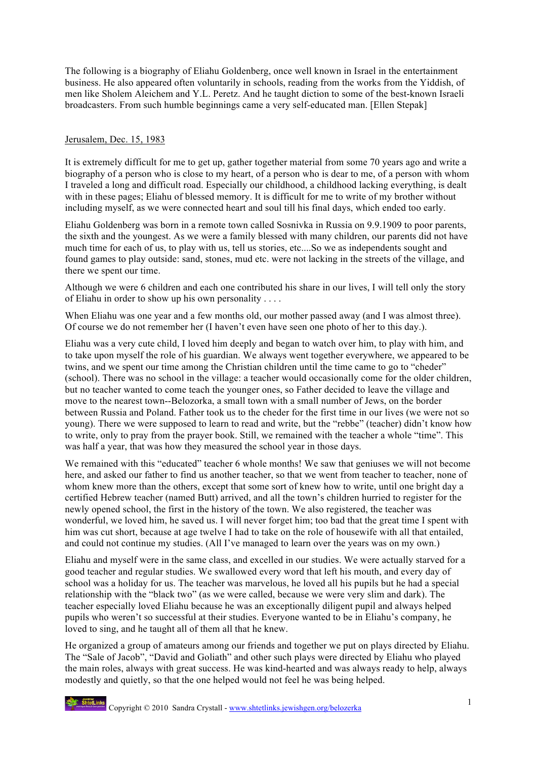The following is a biography of Eliahu Goldenberg, once well known in Israel in the entertainment business. He also appeared often voluntarily in schools, reading from the works from the Yiddish, of men like Sholem Aleichem and Y.L. Peretz. And he taught diction to some of the best-known Israeli broadcasters. From such humble beginnings came a very self-educated man. [Ellen Stepak]

Jerusalem, Dec. 15, 1983

It is extremely difficult for me to get up, gather together material from some 70 years ago and write a biography of a person who is close to my heart, of a person who is dear to me, of a person with whom I traveled a long and difficult road. Especially our childhood, a childhood lacking everything, is dealt with in these pages; Eliahu of blessed memory. It is difficult for me to write of my brother without including myself, as we were connected heart and soul till his final days, which ended too early.

Eliahu Goldenberg was born in a remote town called Sosnivka in Russia on 9.9.1909 to poor parents, the sixth and the youngest. As we were a family blessed with many children, our parents did not have much time for each of us, to play with us, tell us stories, etc....So we as independents sought and found games to play outside: sand, stones, mud etc. were not lacking in the streets of the village, and there we spent our time.

Although we were 6 children and each one contributed his share in our lives, I will tell only the story of Eliahu in order to show up his own personality . . . .

When Eliahu was one year and a few months old, our mother passed away (and I was almost three). Of course we do not remember her (I haven't even have seen one photo of her to this day.).

Eliahu was a very cute child, I loved him deeply and began to watch over him, to play with him, and to take upon myself the role of his guardian. We always went together everywhere, we appeared to be twins, and we spent our time among the Christian children until the time came to go to "cheder" (school). There was no school in the village: a teacher would occasionally come for the older children, but no teacher wanted to come teach the younger ones, so Father decided to leave the village and move to the nearest town--Belozorka, a small town with a small number of Jews, on the border between Russia and Poland. Father took us to the cheder for the first time in our lives (we were not so young). There we were supposed to learn to read and write, but the "rebbe" (teacher) didn't know how to write, only to pray from the prayer book. Still, we remained with the teacher a whole "time". This was half a year, that was how they measured the school year in those days.

We remained with this "educated" teacher 6 whole months! We saw that geniuses we will not become here, and asked our father to find us another teacher, so that we went from teacher to teacher, none of whom knew more than the others, except that some sort of knew how to write, until one bright day a certified Hebrew teacher (named Butt) arrived, and all the town's children hurried to register for the newly opened school, the first in the history of the town. We also registered, the teacher was wonderful, we loved him, he saved us. I will never forget him; too bad that the great time I spent with him was cut short, because at age twelve I had to take on the role of housewife with all that entailed, and could not continue my studies. (All I've managed to learn over the years was on my own.)

Eliahu and myself were in the same class, and excelled in our studies. We were actually starved for a good teacher and regular studies. We swallowed every word that left his mouth, and every day of school was a holiday for us. The teacher was marvelous, he loved all his pupils but he had a special relationship with the "black two" (as we were called, because we were very slim and dark). The teacher especially loved Eliahu because he was an exceptionally diligent pupil and always helped pupils who weren't so successful at their studies. Everyone wanted to be in Eliahu's company, he loved to sing, and he taught all of them all that he knew.

He organized a group of amateurs among our friends and together we put on plays directed by Eliahu. The "Sale of Jacob", "David and Goliath" and other such plays were directed by Eliahu who played the main roles, always with great success. He was kind-hearted and was always ready to help, always modestly and quietly, so that the one helped would not feel he was being helped.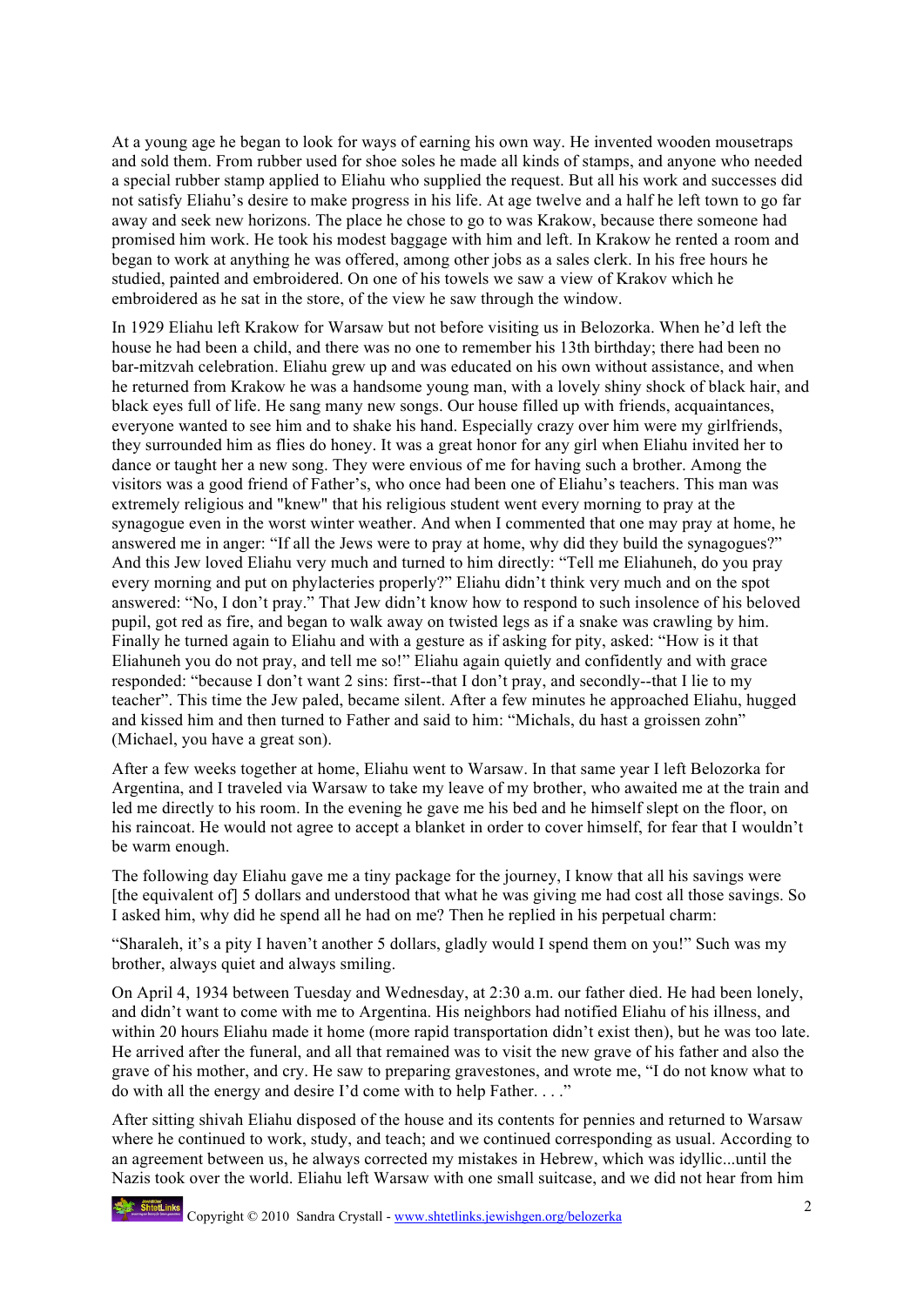At a young age he began to look for ways of earning his own way. He invented wooden mousetraps and sold them. From rubber used for shoe soles he made all kinds of stamps, and anyone who needed a special rubber stamp applied to Eliahu who supplied the request. But all his work and successes did not satisfy Eliahu's desire to make progress in his life. At age twelve and a half he left town to go far away and seek new horizons. The place he chose to go to was Krakow, because there someone had promised him work. He took his modest baggage with him and left. In Krakow he rented a room and began to work at anything he was offered, among other jobs as a sales clerk. In his free hours he studied, painted and embroidered. On one of his towels we saw a view of Krakov which he embroidered as he sat in the store, of the view he saw through the window.

In 1929 Eliahu left Krakow for Warsaw but not before visiting us in Belozorka. When he'd left the house he had been a child, and there was no one to remember his 13th birthday; there had been no bar-mitzvah celebration. Eliahu grew up and was educated on his own without assistance, and when he returned from Krakow he was a handsome young man, with a lovely shiny shock of black hair, and black eyes full of life. He sang many new songs. Our house filled up with friends, acquaintances, everyone wanted to see him and to shake his hand. Especially crazy over him were my girlfriends, they surrounded him as flies do honey. It was a great honor for any girl when Eliahu invited her to dance or taught her a new song. They were envious of me for having such a brother. Among the visitors was a good friend of Father's, who once had been one of Eliahu's teachers. This man was extremely religious and "knew" that his religious student went every morning to pray at the synagogue even in the worst winter weather. And when I commented that one may pray at home, he answered me in anger: "If all the Jews were to pray at home, why did they build the synagogues?" And this Jew loved Eliahu very much and turned to him directly: "Tell me Eliahuneh, do you pray every morning and put on phylacteries properly?" Eliahu didn't think very much and on the spot answered: "No, I don't pray." That Jew didn't know how to respond to such insolence of his beloved pupil, got red as fire, and began to walk away on twisted legs as if a snake was crawling by him. Finally he turned again to Eliahu and with a gesture as if asking for pity, asked: "How is it that Eliahuneh you do not pray, and tell me so!" Eliahu again quietly and confidently and with grace responded: "because I don't want 2 sins: first--that I don't pray, and secondly--that I lie to my teacher". This time the Jew paled, became silent. After a few minutes he approached Eliahu, hugged and kissed him and then turned to Father and said to him: "Michals, du hast a groissen zohn" (Michael, you have a great son).

After a few weeks together at home, Eliahu went to Warsaw. In that same year I left Belozorka for Argentina, and I traveled via Warsaw to take my leave of my brother, who awaited me at the train and led me directly to his room. In the evening he gave me his bed and he himself slept on the floor, on his raincoat. He would not agree to accept a blanket in order to cover himself, for fear that I wouldn't be warm enough.

The following day Eliahu gave me a tiny package for the journey, I know that all his savings were [the equivalent of] 5 dollars and understood that what he was giving me had cost all those savings. So I asked him, why did he spend all he had on me? Then he replied in his perpetual charm:

"Sharaleh, it's a pity I haven't another 5 dollars, gladly would I spend them on you!" Such was my brother, always quiet and always smiling.

On April 4, 1934 between Tuesday and Wednesday, at 2:30 a.m. our father died. He had been lonely, and didn't want to come with me to Argentina. His neighbors had notified Eliahu of his illness, and within 20 hours Eliahu made it home (more rapid transportation didn't exist then), but he was too late. He arrived after the funeral, and all that remained was to visit the new grave of his father and also the grave of his mother, and cry. He saw to preparing gravestones, and wrote me, "I do not know what to do with all the energy and desire I'd come with to help Father. . . ."

After sitting shivah Eliahu disposed of the house and its contents for pennies and returned to Warsaw where he continued to work, study, and teach; and we continued corresponding as usual. According to an agreement between us, he always corrected my mistakes in Hebrew, which was idyllic...until the Nazis took over the world. Eliahu left Warsaw with one small suitcase, and we did not hear from him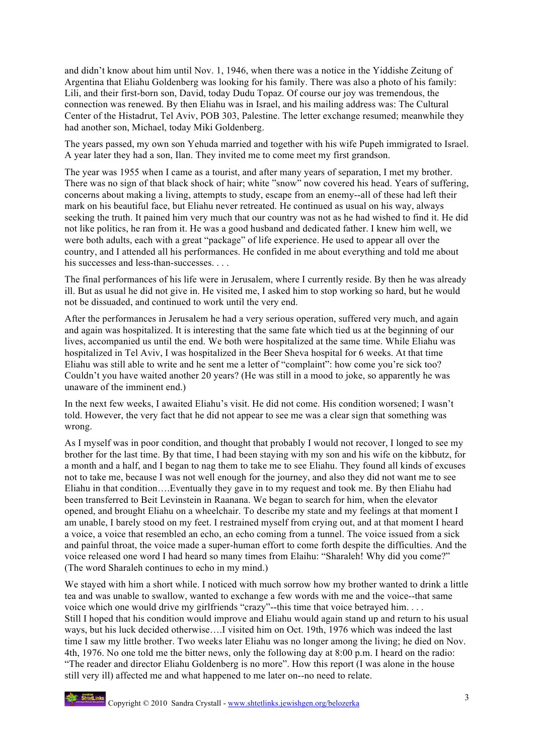and didn't know about him until Nov. 1, 1946, when there was a notice in the Yiddishe Zeitung of Argentina that Eliahu Goldenberg was looking for his family. There was also a photo of his family: Lili, and their first-born son, David, today Dudu Topaz. Of course our joy was tremendous, the connection was renewed. By then Eliahu was in Israel, and his mailing address was: The Cultural Center of the Histadrut, Tel Aviv, POB 303, Palestine. The letter exchange resumed; meanwhile they had another son, Michael, today Miki Goldenberg.

The years passed, my own son Yehuda married and together with his wife Pupeh immigrated to Israel. A year later they had a son, Ilan. They invited me to come meet my first grandson.

The year was 1955 when I came as a tourist, and after many years of separation, I met my brother. There was no sign of that black shock of hair; white "snow" now covered his head. Years of suffering, concerns about making a living, attempts to study, escape from an enemy--all of these had left their mark on his beautiful face, but Eliahu never retreated. He continued as usual on his way, always seeking the truth. It pained him very much that our country was not as he had wished to find it. He did not like politics, he ran from it. He was a good husband and dedicated father. I knew him well, we were both adults, each with a great "package" of life experience. He used to appear all over the country, and I attended all his performances. He confided in me about everything and told me about his successes and less-than-successes. . . .

The final performances of his life were in Jerusalem, where I currently reside. By then he was already ill. But as usual he did not give in. He visited me, I asked him to stop working so hard, but he would not be dissuaded, and continued to work until the very end.

After the performances in Jerusalem he had a very serious operation, suffered very much, and again and again was hospitalized. It is interesting that the same fate which tied us at the beginning of our lives, accompanied us until the end. We both were hospitalized at the same time. While Eliahu was hospitalized in Tel Aviv, I was hospitalized in the Beer Sheva hospital for 6 weeks. At that time Eliahu was still able to write and he sent me a letter of "complaint": how come you're sick too? Couldn't you have waited another 20 years? (He was still in a mood to joke, so apparently he was unaware of the imminent end.)

In the next few weeks, I awaited Eliahu's visit. He did not come. His condition worsened; I wasn't told. However, the very fact that he did not appear to see me was a clear sign that something was wrong.

As I myself was in poor condition, and thought that probably I would not recover, I longed to see my brother for the last time. By that time, I had been staying with my son and his wife on the kibbutz, for a month and a half, and I began to nag them to take me to see Eliahu. They found all kinds of excuses not to take me, because I was not well enough for the journey, and also they did not want me to see Eliahu in that condition….Eventually they gave in to my request and took me. By then Eliahu had been transferred to Beit Levinstein in Raanana. We began to search for him, when the elevator opened, and brought Eliahu on a wheelchair. To describe my state and my feelings at that moment I am unable, I barely stood on my feet. I restrained myself from crying out, and at that moment I heard a voice, a voice that resembled an echo, an echo coming from a tunnel. The voice issued from a sick and painful throat, the voice made a super-human effort to come forth despite the difficulties. And the voice released one word I had heard so many times from Elaihu: "Sharaleh! Why did you come?" (The word Sharaleh continues to echo in my mind.)

We stayed with him a short while. I noticed with much sorrow how my brother wanted to drink a little tea and was unable to swallow, wanted to exchange a few words with me and the voice--that same voice which one would drive my girlfriends "crazy"--this time that voice betrayed him. . . .
Still I hoped that his condition would improve and Eliahu would again stand up and return to his usual ways, but his luck decided otherwise….I visited him on Oct. 19th, 1976 which was indeed the last time I saw my little brother. Two weeks later Eliahu was no longer among the living; he died on Nov. 4th, 1976. No one told me the bitter news, only the following day at 8:00 p.m. I heard on the radio: "The reader and director Eliahu Goldenberg is no more". How this report (I was alone in the house still very ill) affected me and what happened to me later on--no need to relate.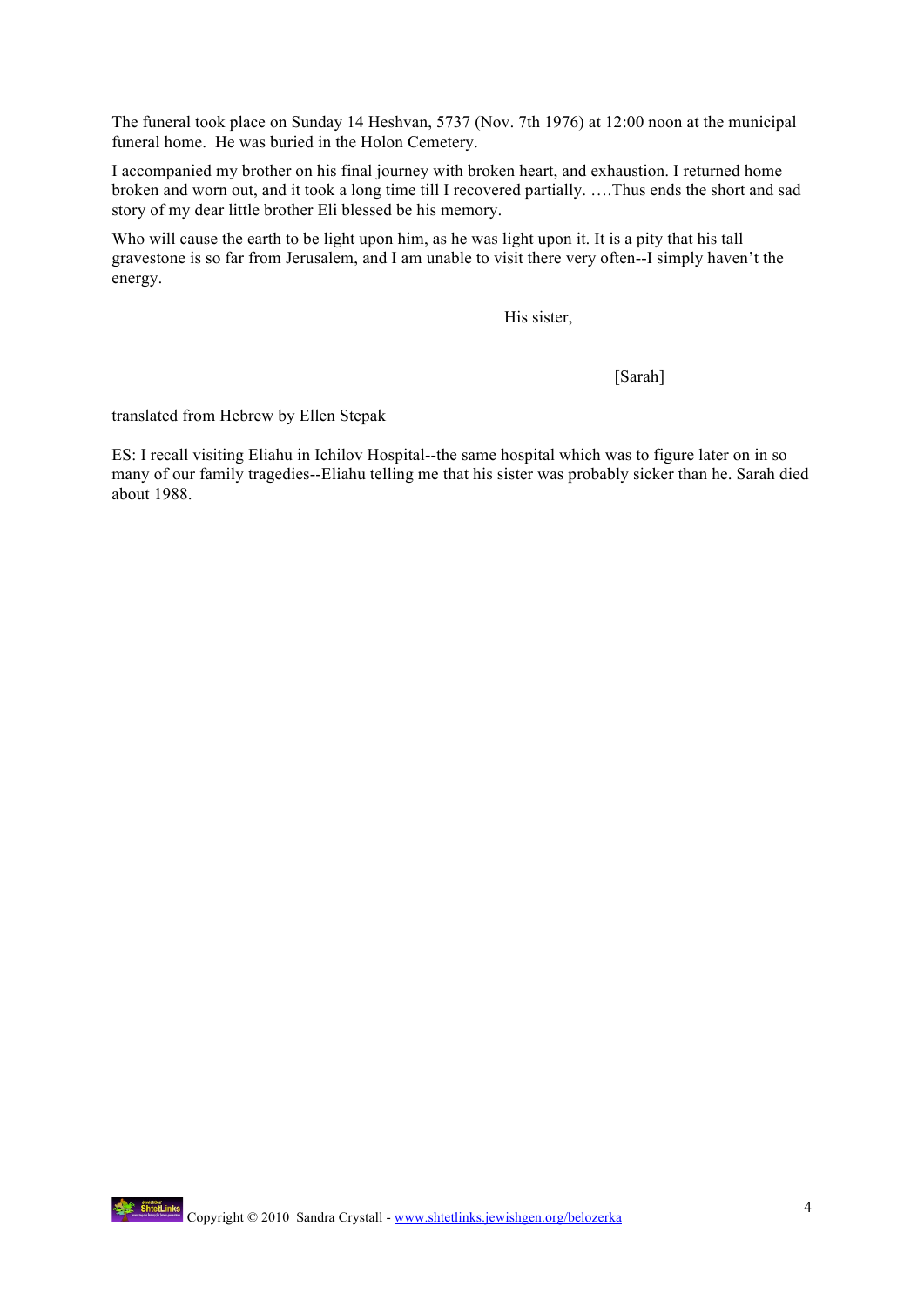The funeral took place on Sunday 14 Heshvan, 5737 (Nov. 7th 1976) at 12:00 noon at the municipal funeral home. He was buried in the Holon Cemetery.

I accompanied my brother on his final journey with broken heart, and exhaustion. I returned home broken and worn out, and it took a long time till I recovered partially. ….Thus ends the short and sad story of my dear little brother Eli blessed be his memory.

Who will cause the earth to be light upon him, as he was light upon it. It is a pity that his tall gravestone is so far from Jerusalem, and I am unable to visit there very often--I simply haven't the energy.

His sister,

[Sarah]

translated from Hebrew by Ellen Stepak

ES: I recall visiting Eliahu in Ichilov Hospital--the same hospital which was to figure later on in so many of our family tragedies--Eliahu telling me that his sister was probably sicker than he. Sarah died about 1988.

Copyright © 2010 Sandra Crystall - www.shtetlinks.jewishgen.org/belozerka